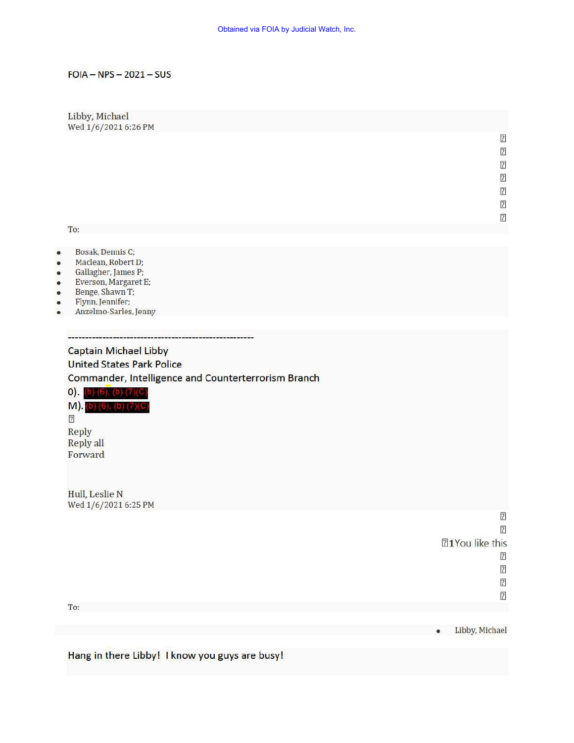Obtained via FOIA by Judicial Watch, Inc.

FOIA – NPS – 2021 – SUS

Libby, Michael
Wed 1/6/2021 6:26 PM

To:

- Bosak, Dennis C;
- Maclean, Robert D;
- Gallagher, James P;
- Everson, Margaret E;
- Benge, Shawn T;
- Flynn, Jennifer;
- Anzelmo-Sarles, Jenny

-------------------------------------------------------

Captain Michael Libby
United States Park Police
Commander, Intelligence and Counterterrorism Branch
0). (b) (6), (b) (7)(C)
M). (b) (6), (b) (7)(C)

Reply
Reply all
Forward

Hull, Leslie N
Wed 1/6/2021 6:25 PM

1You like this

To:

- Libby, Michael

Hang in there Libby! I know you guys are busy!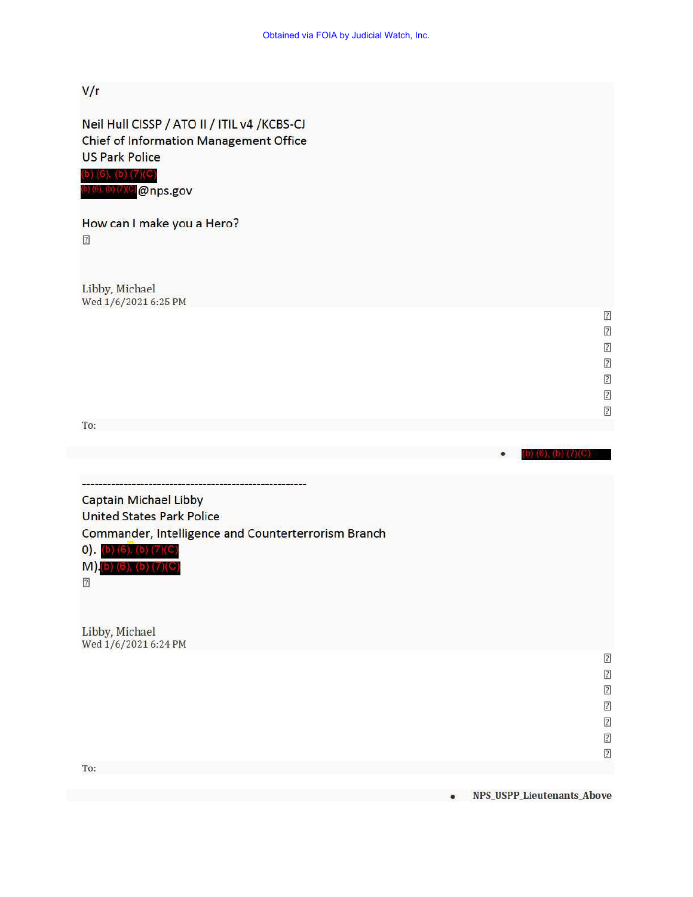V/r

Neil Hull CISSP / ATO II / ITIL v4 /KCBS-CJ
Chief of Information Management Office
US Park Police
(b) (6), (b) (7)(C)
(b) (6), (b) (7)(C)@nps.gov

How can I make you a Hero?

Libby, Michael
Wed 1/6/2021 6:25 PM

To:

- (b) (6), (b) (7)(C)

-------------------------------------------------------
Captain Michael Libby
United States Park Police
Commander, Intelligence and Counterterrorism Branch
0). (b) (6), (b) (7)(C)
M) (b) (6), (b) (7)(C)

Libby, Michael
Wed 1/6/2021 6:24 PM

To:

- NPS_USPP_Lieutenants_Above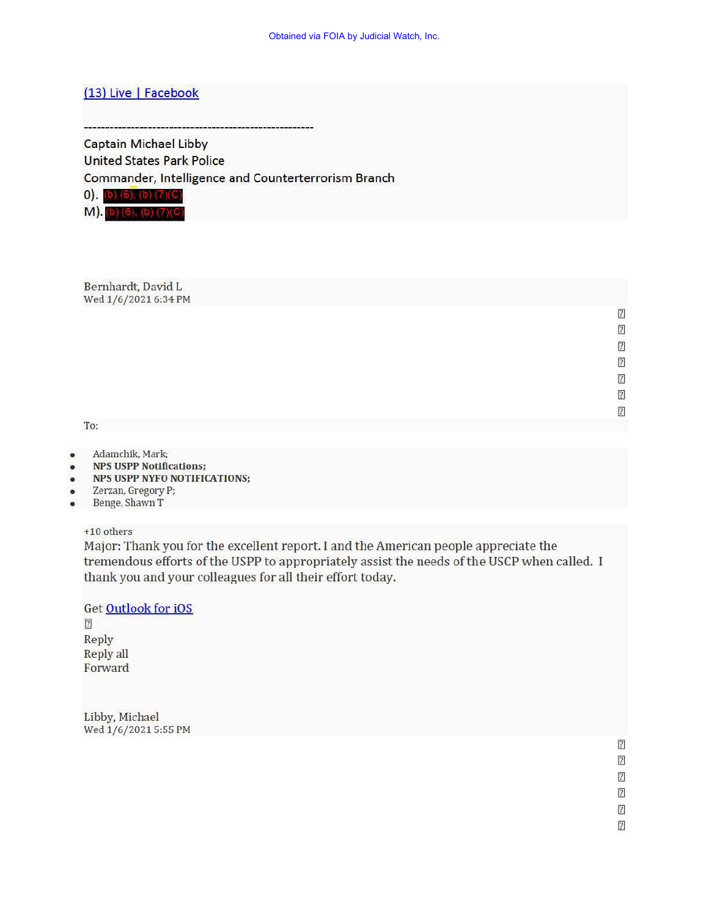[(13) Live | Facebook](#)

-------------------------------------------------------
Captain Michael Libby
United States Park Police
Commander, Intelligence and Counterterrorism Branch
0). (b) (6), (b) (7)(C)
M). (b) (6), (b) (7)(C)

Bernhardt, David L
Wed 1/6/2021 6:34 PM

To:

- Adamchik, Mark;
- **NPS USPP Notifications;**
- **NPS USPP NYFO NOTIFICATIONS;**
- Zerzan, Gregory P;
- Benge, Shawn T

+10 others
Major: Thank you for the excellent report. I and the American people appreciate the tremendous efforts of the USPP to appropriately assist the needs of the USCP when called. I thank you and your colleagues for all their effort today.

Get [Outlook for iOS](#)

Reply
Reply all
Forward

Libby, Michael
Wed 1/6/2021 5:55 PM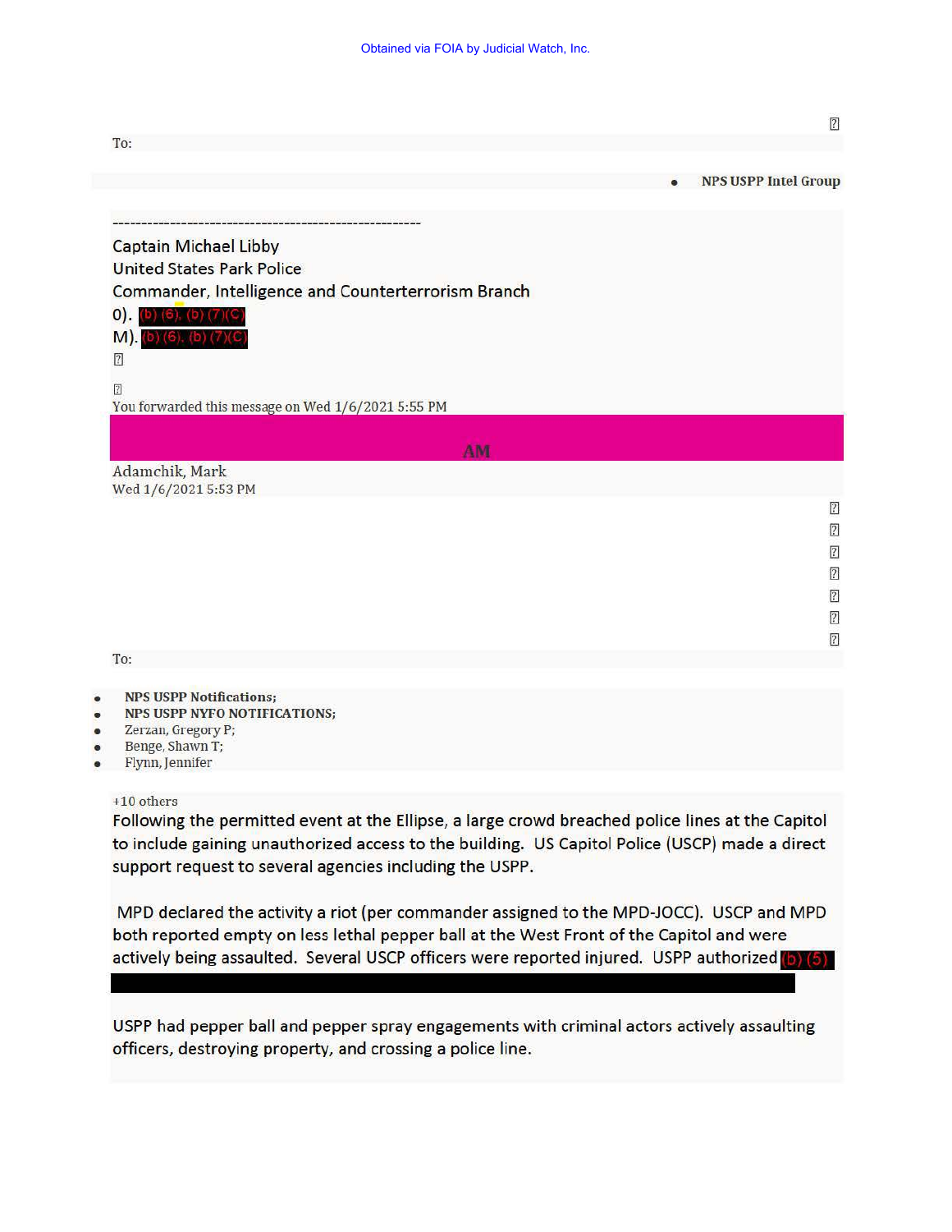To:

- **NPS USPP Intel Group**

--------------------------------------------------------

Captain Michael Libby
United States Park Police
Commander, Intelligence and Counterterrorism Branch
O). (b) (6), (b) (7)(C)
M). (b) (6), (b) (7)(C)

You forwarded this message on Wed 1/6/2021 5:55 PM

AM

Adamchik, Mark
Wed 1/6/2021 5:53 PM

To:

- **NPS USPP Notifications;**
- **NPS USPP NYFO NOTIFICATIONS;**
- Zerzan, Gregory P;
- Benge, Shawn T;
- Flynn, Jennifer

+10 others

Following the permitted event at the Ellipse, a large crowd breached police lines at the Capitol to include gaining unauthorized access to the building. US Capitol Police (USCP) made a direct support request to several agencies including the USPP.

MPD declared the activity a riot (per commander assigned to the MPD-JOCC). USCP and MPD both reported empty on less lethal pepper ball at the West Front of the Capitol and were actively being assaulted. Several USCP officers were reported injured. USPP authorized (b) (5)

USPP had pepper ball and pepper spray engagements with criminal actors actively assaulting officers, destroying property, and crossing a police line.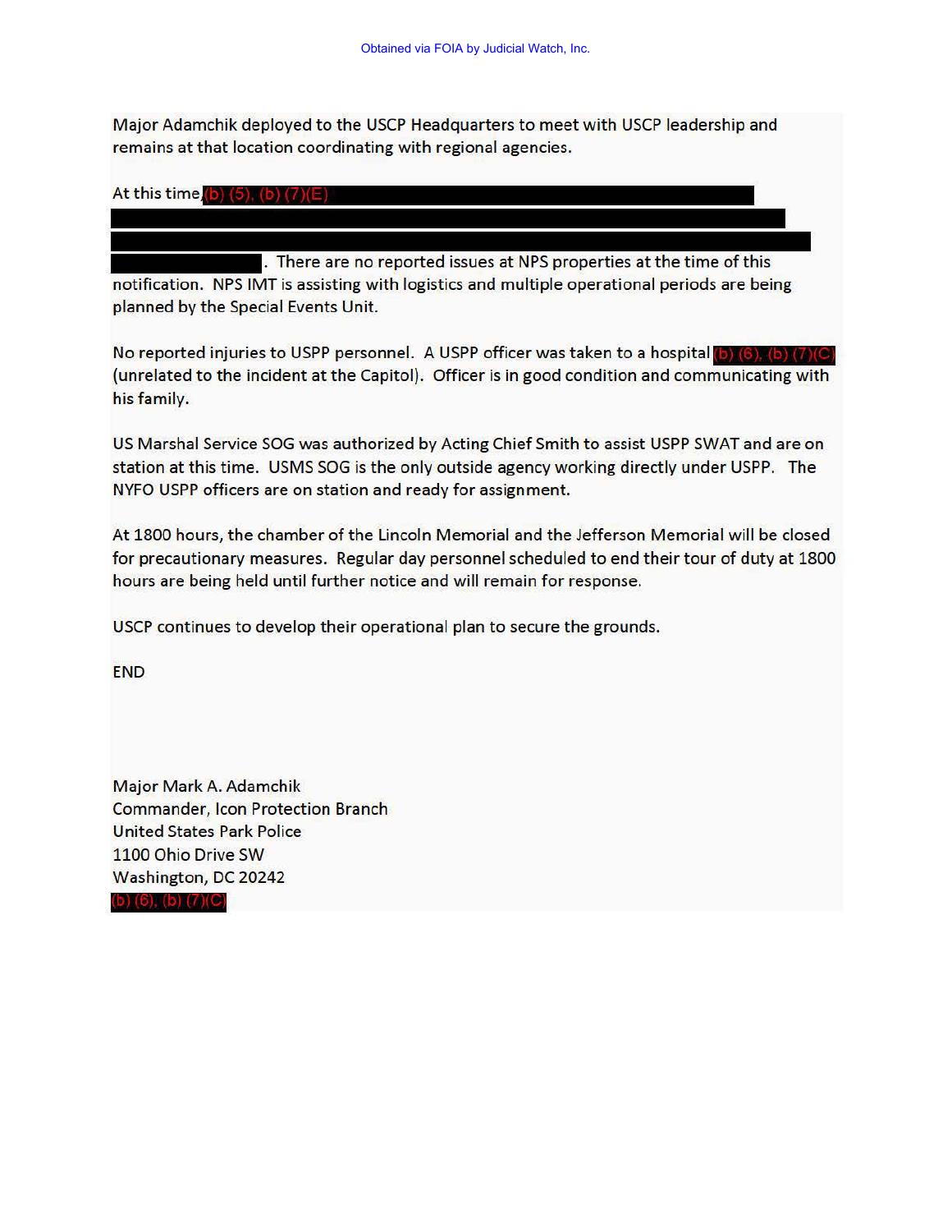Major Adamchik deployed to the USCP Headquarters to meet with USCP leadership and remains at that location coordinating with regional agencies.

At this time (b) (5), (b) (7)(E) . There are no reported issues at NPS properties at the time of this notification. NPS IMT is assisting with logistics and multiple operational periods are being planned by the Special Events Unit.

No reported injuries to USPP personnel. A USPP officer was taken to a hospital (b) (6), (b) (7)(C) (unrelated to the incident at the Capitol). Officer is in good condition and communicating with his family.

US Marshal Service SOG was authorized by Acting Chief Smith to assist USPP SWAT and are on station at this time. USMS SOG is the only outside agency working directly under USPP. The NYFO USPP officers are on station and ready for assignment.

At 1800 hours, the chamber of the Lincoln Memorial and the Jefferson Memorial will be closed for precautionary measures. Regular day personnel scheduled to end their tour of duty at 1800 hours are being held until further notice and will remain for response.

USCP continues to develop their operational plan to secure the grounds.

END

Major Mark A. Adamchik
Commander, Icon Protection Branch
United States Park Police
1100 Ohio Drive SW
Washington, DC 20242
(b) (6), (b) (7)(C)